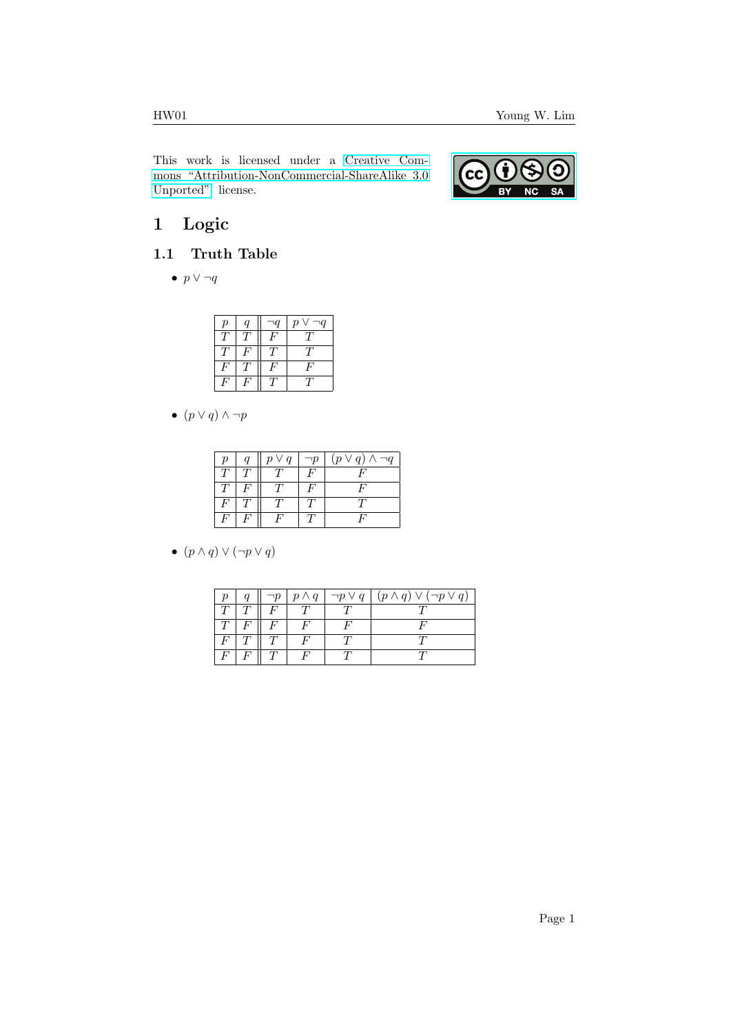This work is licensed under a Creative Commons "Attribution-NonCommercial-ShareAlike 3.0 Unported" license.

# 1 Logic

## 1.1 Truth Table

- $p \vee \neg q$

| $p$ | $q$ | $\neg q$ | $p \vee \neg q$ |
|---|---|---|---|
| $T$ | $T$ | $F$ | $T$ |
| $T$ | $F$ | $T$ | $T$ |
| $F$ | $T$ | $F$ | $F$ |
| $F$ | $F$ | $T$ | $T$ |

- $(p \vee q) \wedge \neg p$

| $p$ | $q$ | $p \vee q$ | $\neg p$ | $(p \vee q) \wedge \neg q$ |
|---|---|---|---|---|
| $T$ | $T$ | $T$ | $F$ | $F$ |
| $T$ | $F$ | $T$ | $F$ | $F$ |
| $F$ | $T$ | $T$ | $T$ | $T$ |
| $F$ | $F$ | $F$ | $T$ | $F$ |

- $(p \wedge q) \vee (\neg p \vee q)$

| $p$ | $q$ | $\neg p$ | $p \wedge q$ | $\neg p \vee q$ | $(p \wedge q) \vee (\neg p \vee q)$ |
|---|---|---|---|---|---|
| $T$ | $T$ | $F$ | $T$ | $T$ | $T$ |
| $T$ | $F$ | $F$ | $F$ | $F$ | $F$ |
| $F$ | $T$ | $T$ | $F$ | $T$ | $T$ |
| $F$ | $F$ | $T$ | $F$ | $T$ | $T$ |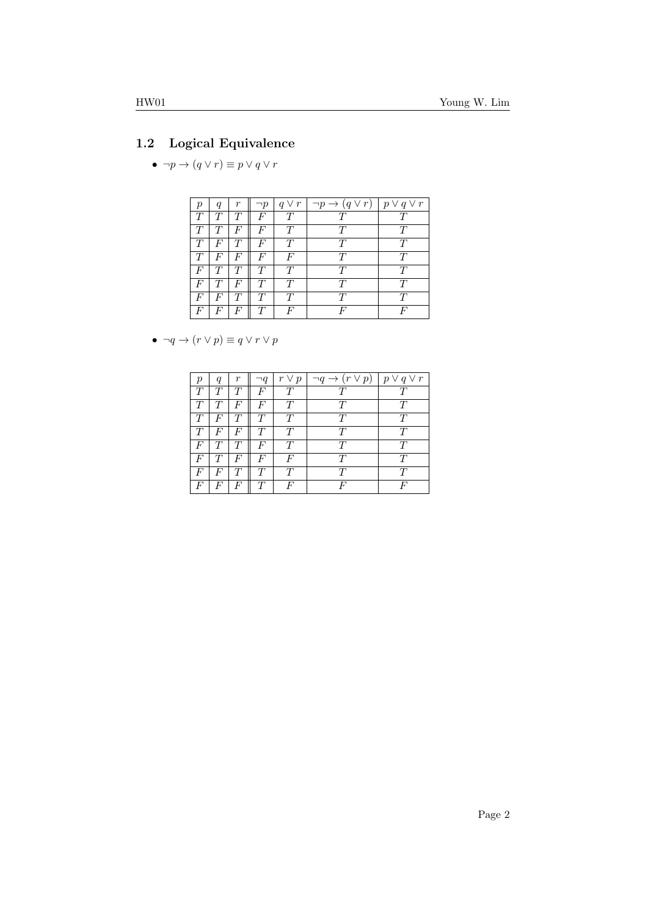## 1.2 Logical Equivalence

- $\neg p \to (q \vee r) \equiv p \vee q \vee r$

| $p$ | $q$ | $r$ | $\neg p$ | $q \vee r$ | $\neg p \to (q \vee r)$ | $p \vee q \vee r$ |
|---|---|---|---|---|---|---|
| $T$ | $T$ | $T$ | $F$ | $T$ | $T$ | $T$ |
| $T$ | $T$ | $F$ | $F$ | $T$ | $T$ | $T$ |
| $T$ | $F$ | $T$ | $F$ | $T$ | $T$ | $T$ |
| $T$ | $F$ | $F$ | $F$ | $F$ | $T$ | $T$ |
| $F$ | $T$ | $T$ | $T$ | $T$ | $T$ | $T$ |
| $F$ | $T$ | $F$ | $T$ | $T$ | $T$ | $T$ |
| $F$ | $F$ | $T$ | $T$ | $T$ | $T$ | $T$ |
| $F$ | $F$ | $F$ | $T$ | $F$ | $F$ | $F$ |

- $\neg q \to (r \vee p) \equiv q \vee r \vee p$

| $p$ | $q$ | $r$ | $\neg q$ | $r \vee p$ | $\neg q \to (r \vee p)$ | $p \vee q \vee r$ |
|---|---|---|---|---|---|---|
| $T$ | $T$ | $T$ | $F$ | $T$ | $T$ | $T$ |
| $T$ | $T$ | $F$ | $F$ | $T$ | $T$ | $T$ |
| $T$ | $F$ | $T$ | $T$ | $T$ | $T$ | $T$ |
| $T$ | $F$ | $F$ | $T$ | $T$ | $T$ | $T$ |
| $F$ | $T$ | $T$ | $F$ | $T$ | $T$ | $T$ |
| $F$ | $T$ | $F$ | $F$ | $F$ | $T$ | $T$ |
| $F$ | $F$ | $T$ | $T$ | $T$ | $T$ | $T$ |
| $F$ | $F$ | $F$ | $T$ | $F$ | $F$ | $F$ |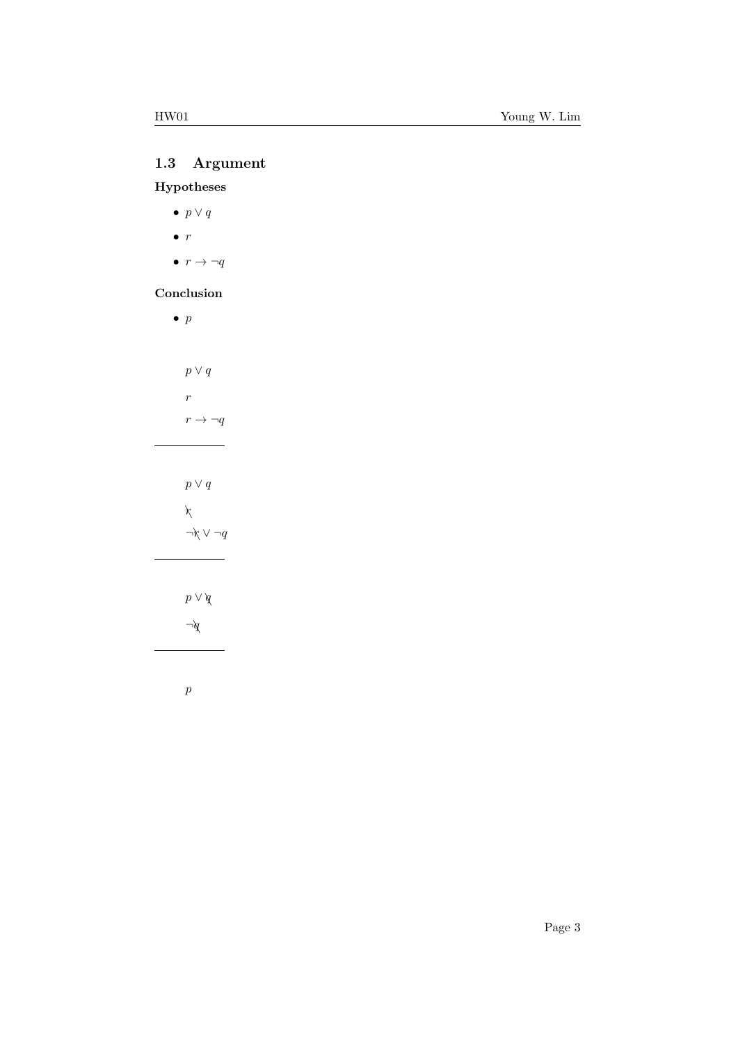## 1.3 Argument

### Hypotheses

- $p \vee q$
- $r$
- $r \rightarrow \neg q$

### Conclusion

- $p$

$$p \vee q$$

$$r$$

$$r \rightarrow \neg q$$

---

$$p \vee q$$

$$\cancel{r}$$

$$\neg \cancel{r} \vee \neg q$$

---

$$p \vee \cancel{q}$$

$$\neg \cancel{q}$$

---

$$p$$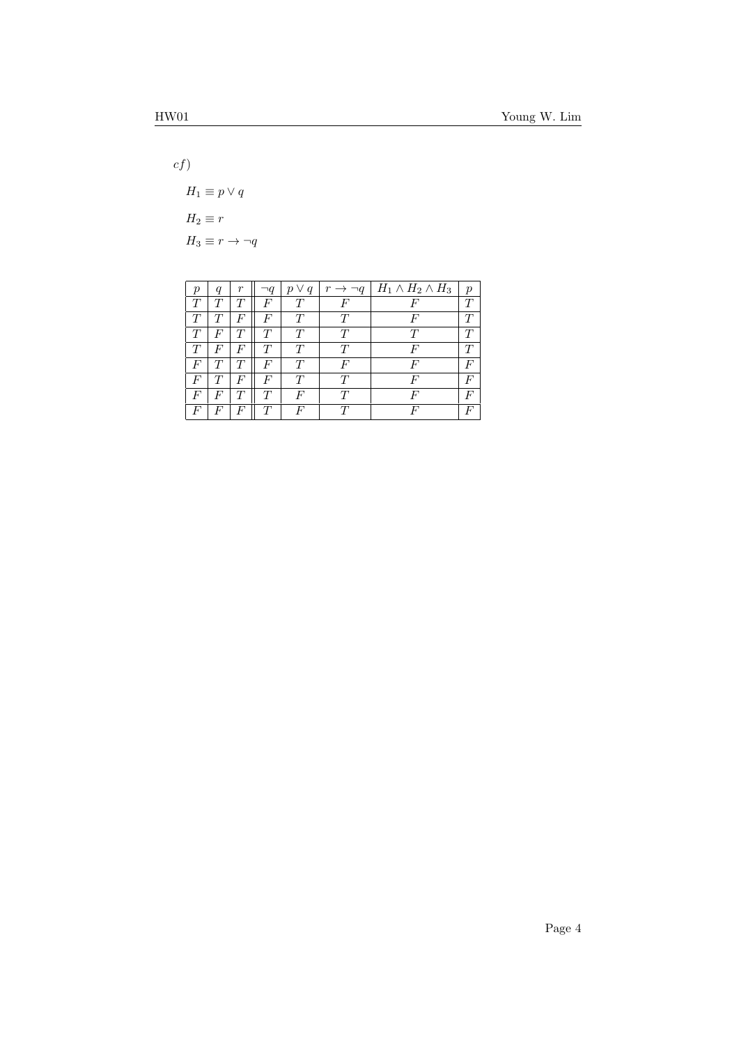$cf)$

$H_1 \equiv p \vee q$

$H_2 \equiv r$

$H_3 \equiv r \rightarrow \neg q$

| $p$ | $q$ | $r$ | $\neg q$ | $p \vee q$ | $r \rightarrow \neg q$ | $H_1 \wedge H_2 \wedge H_3$ | $p$ |
|---|---|---|---|---|---|---|---|
| $T$ | $T$ | $T$ | $F$ | $T$ | $F$ | $F$ | $T$ |
| $T$ | $T$ | $F$ | $F$ | $T$ | $T$ | $F$ | $T$ |
| $T$ | $F$ | $T$ | $T$ | $T$ | $T$ | $T$ | $T$ |
| $T$ | $F$ | $F$ | $T$ | $T$ | $T$ | $F$ | $T$ |
| $F$ | $T$ | $T$ | $F$ | $T$ | $F$ | $F$ | $F$ |
| $F$ | $T$ | $F$ | $F$ | $T$ | $T$ | $F$ | $F$ |
| $F$ | $F$ | $T$ | $T$ | $F$ | $T$ | $F$ | $F$ |
| $F$ | $F$ | $F$ | $T$ | $F$ | $T$ | $F$ | $F$ |